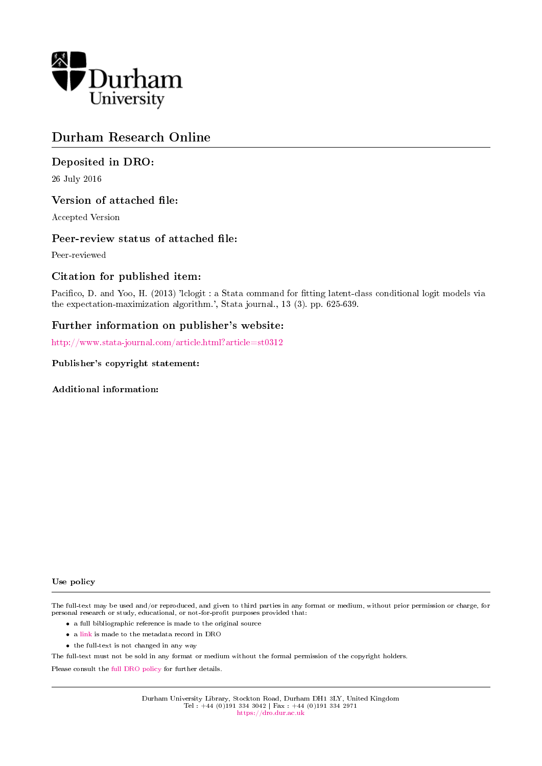Durham University

# Durham Research Online

## Deposited in DRO:

26 July 2016

## Version of attached file:

Accepted Version

## Peer-review status of attached file:

Peer-reviewed

## Citation for published item:

Pacifico, D. and Yoo, H. (2013) 'lclogit : a Stata command for fitting latent-class conditional logit models via the expectation-maximization algorithm.', Stata journal., 13 (3). pp. 625-639.

## Further information on publisher's website:

http://www.stata-journal.com/article.html?article=st0312

### Publisher's copyright statement:

### Additional information:

#### Use policy

The full-text may be used and/or reproduced, and given to third parties in any format or medium, without prior permission or charge, for personal research or study, educational, or not-for-profit purposes provided that:

- a full bibliographic reference is made to the original source
- a link is made to the metadata record in DRO
- the full-text is not changed in any way

The full-text must not be sold in any format or medium without the formal permission of the copyright holders.

Please consult the full DRO policy for further details.

Durham University Library, Stockton Road, Durham DH1 3LY, United Kingdom
Tel : +44 (0)191 334 3042 | Fax : +44 (0)191 334 2971
https://dro.dur.ac.uk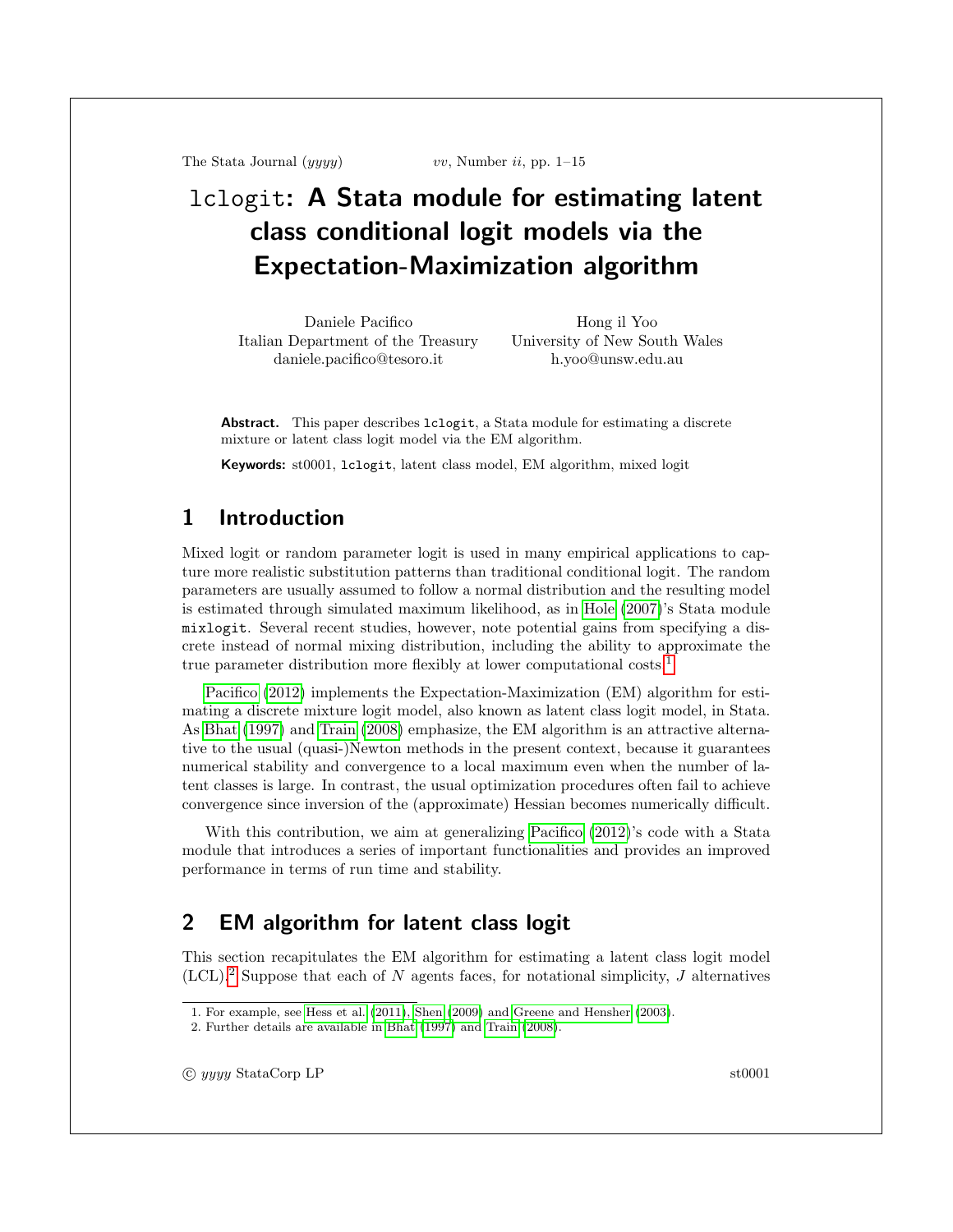The Stata Journal (*yyyy*) *vv*, Number *ii*, pp. 1–15

# lclogit: A Stata module for estimating latent class conditional logit models via the Expectation-Maximization algorithm

Daniele Pacifico
Italian Department of the Treasury
daniele.pacifico@tesoro.it

Hong il Yoo
University of New South Wales
h.yoo@unsw.edu.au

**Abstract.** This paper describes lclogit, a Stata module for estimating a discrete mixture or latent class logit model via the EM algorithm.

**Keywords:** st0001, lclogit, latent class model, EM algorithm, mixed logit

## 1 Introduction

Mixed logit or random parameter logit is used in many empirical applications to capture more realistic substitution patterns than traditional conditional logit. The random parameters are usually assumed to follow a normal distribution and the resulting model is estimated through simulated maximum likelihood, as in Hole (2007)'s Stata module mixlogit. Several recent studies, however, note potential gains from specifying a discrete instead of normal mixing distribution, including the ability to approximate the true parameter distribution more flexibly at lower computational costs.[1]

Pacifico (2012) implements the Expectation-Maximization (EM) algorithm for estimating a discrete mixture logit model, also known as latent class logit model, in Stata. As Bhat (1997) and Train (2008) emphasize, the EM algorithm is an attractive alternative to the usual (quasi-)Newton methods in the present context, because it guarantees numerical stability and convergence to a local maximum even when the number of latent classes is large. In contrast, the usual optimization procedures often fail to achieve convergence since inversion of the (approximate) Hessian becomes numerically difficult.

With this contribution, we aim at generalizing Pacifico (2012)'s code with a Stata module that introduces a series of important functionalities and provides an improved performance in terms of run time and stability.

## 2 EM algorithm for latent class logit

This section recapitulates the EM algorithm for estimating a latent class logit model (LCL).[2] Suppose that each of $N$ agents faces, for notational simplicity, $J$ alternatives

1. For example, see Hess et al. (2011), Shen (2009) and Greene and Hensher (2003).
2. Further details are available in Bhat (1997) and Train (2008).

© *yyyy* StataCorp LP st0001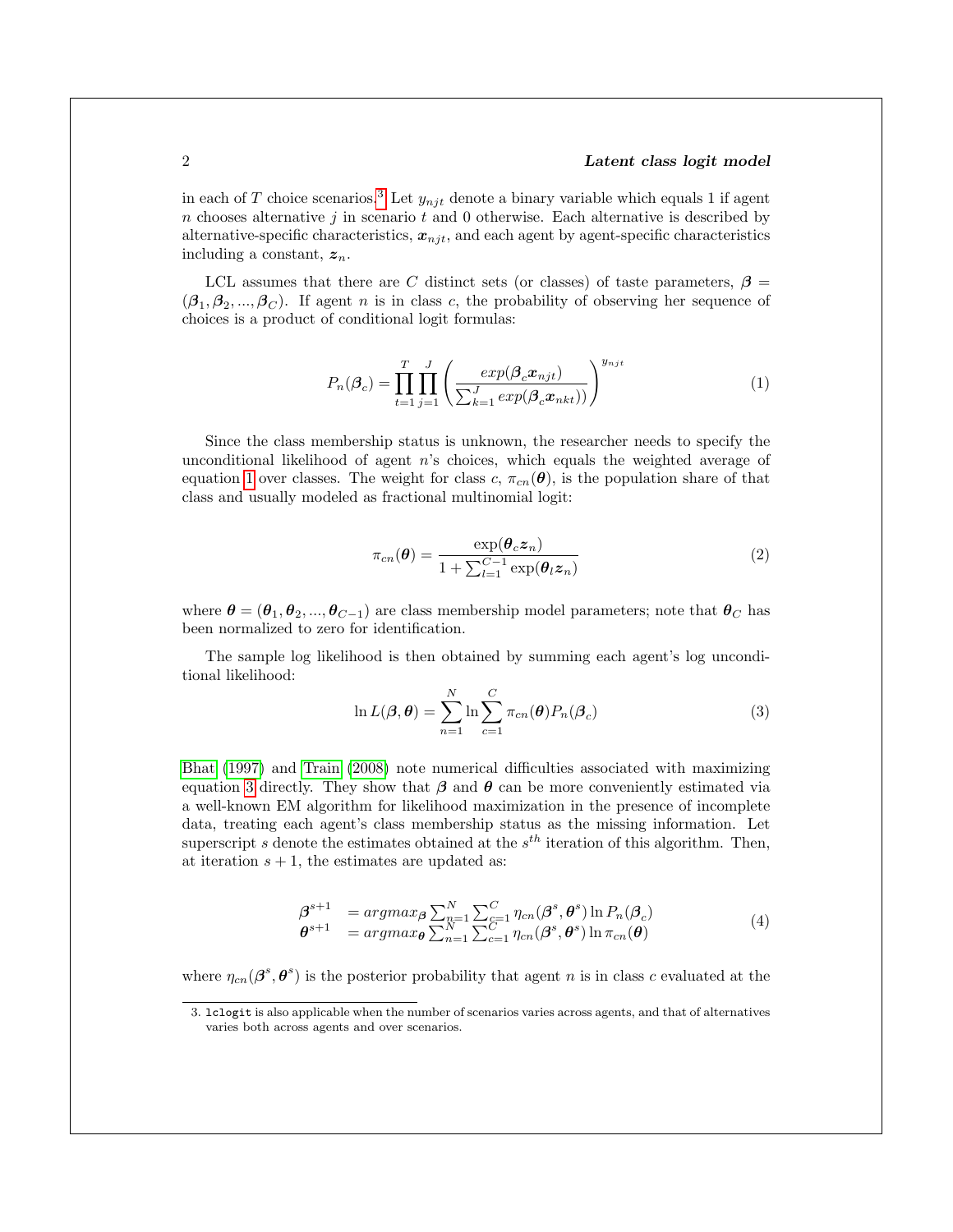in each of $T$ choice scenarios.[3] Let $y_{njt}$ denote a binary variable which equals 1 if agent $n$ chooses alternative $j$ in scenario $t$ and 0 otherwise. Each alternative is described by alternative-specific characteristics, $\boldsymbol{x}_{njt}$, and each agent by agent-specific characteristics including a constant, $\boldsymbol{z}_n$.

LCL assumes that there are $C$ distinct sets (or classes) of taste parameters, $\boldsymbol{\beta} = (\boldsymbol{\beta}_1, \boldsymbol{\beta}_2, ..., \boldsymbol{\beta}_C)$. If agent $n$ is in class $c$, the probability of observing her sequence of choices is a product of conditional logit formulas:

$$P_n(\boldsymbol{\beta}_c) = \prod_{t=1}^{T} \prod_{j=1}^{J} \left( \frac{exp(\boldsymbol{\beta}_c \boldsymbol{x}_{njt})}{\sum_{k=1}^{J} exp(\boldsymbol{\beta}_c \boldsymbol{x}_{nkt}))} \right)^{y_{njt}} \tag{1}$$

Since the class membership status is unknown, the researcher needs to specify the unconditional likelihood of agent $n$'s choices, which equals the weighted average of equation 1 over classes. The weight for class $c$, $\pi_{cn}(\boldsymbol{\theta})$, is the population share of that class and usually modeled as fractional multinomial logit:

$$\pi_{cn}(\boldsymbol{\theta}) = \frac{\exp(\boldsymbol{\theta}_c \boldsymbol{z}_n)}{1 + \sum_{l=1}^{C-1} \exp(\boldsymbol{\theta}_l \boldsymbol{z}_n)} \tag{2}$$

where $\boldsymbol{\theta} = (\boldsymbol{\theta}_1, \boldsymbol{\theta}_2, ..., \boldsymbol{\theta}_{C-1})$ are class membership model parameters; note that $\boldsymbol{\theta}_C$ has been normalized to zero for identification.

The sample log likelihood is then obtained by summing each agent's log unconditional likelihood:

$$\ln L(\boldsymbol{\beta}, \boldsymbol{\theta}) = \sum_{n=1}^{N} \ln \sum_{c=1}^{C} \pi_{cn}(\boldsymbol{\theta}) P_n(\boldsymbol{\beta}_c) \tag{3}$$

Bhat (1997) and Train (2008) note numerical difficulties associated with maximizing equation 3 directly. They show that $\boldsymbol{\beta}$ and $\boldsymbol{\theta}$ can be more conveniently estimated via a well-known EM algorithm for likelihood maximization in the presence of incomplete data, treating each agent's class membership status as the missing information. Let superscript $s$ denote the estimates obtained at the $s^{th}$ iteration of this algorithm. Then, at iteration $s+1$, the estimates are updated as:

$$\begin{aligned} \boldsymbol{\beta}^{s+1} &= argmax_{\boldsymbol{\beta}} \textstyle\sum_{n=1}^{N} \sum_{c=1}^{C} \eta_{cn}(\boldsymbol{\beta}^s, \boldsymbol{\theta}^s) \ln P_n(\boldsymbol{\beta}_c) \\ \boldsymbol{\theta}^{s+1} &= argmax_{\boldsymbol{\theta}} \textstyle\sum_{n=1}^{N} \sum_{c=1}^{C} \eta_{cn}(\boldsymbol{\beta}^s, \boldsymbol{\theta}^s) \ln \pi_{cn}(\boldsymbol{\theta}) \end{aligned} \tag{4}$$

where $\eta_{cn}(\boldsymbol{\beta}^s, \boldsymbol{\theta}^s)$ is the posterior probability that agent $n$ is in class $c$ evaluated at the

---

3. `lclogit` is also applicable when the number of scenarios varies across agents, and that of alternatives varies both across agents and over scenarios.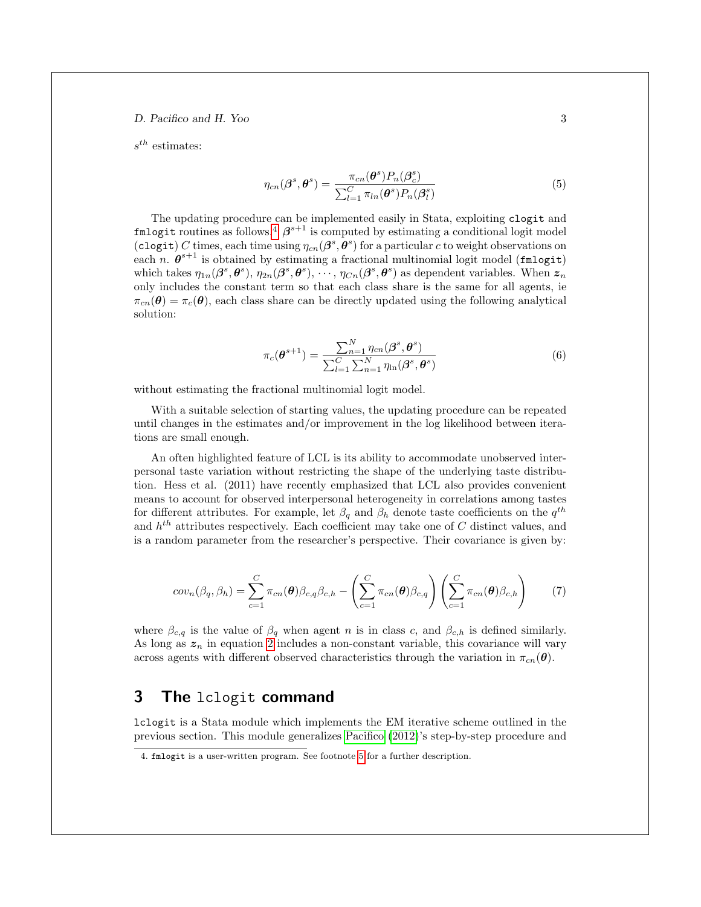$s^{th}$ estimates:

$$\eta_{cn}(\boldsymbol{\beta}^s, \boldsymbol{\theta}^s) = \frac{\pi_{cn}(\boldsymbol{\theta}^s) P_n(\boldsymbol{\beta}_c^s)}{\sum_{l=1}^{C} \pi_{ln}(\boldsymbol{\theta}^s) P_n(\boldsymbol{\beta}_l^s)} \tag{5}$$

The updating procedure can be implemented easily in Stata, exploiting `clogit` and `fmlogit` routines as follows.[4] $\boldsymbol{\beta}^{s+1}$ is computed by estimating a conditional logit model (`clogit`) $C$ times, each time using $\eta_{cn}(\boldsymbol{\beta}^s, \boldsymbol{\theta}^s)$ for a particular $c$ to weight observations on each $n$. $\boldsymbol{\theta}^{s+1}$ is obtained by estimating a fractional multinomial logit model (`fmlogit`) which takes $\eta_{1n}(\boldsymbol{\beta}^s, \boldsymbol{\theta}^s)$, $\eta_{2n}(\boldsymbol{\beta}^s, \boldsymbol{\theta}^s)$, $\cdots$, $\eta_{Cn}(\boldsymbol{\beta}^s, \boldsymbol{\theta}^s)$ as dependent variables. When $\boldsymbol{z}_n$ only includes the constant term so that each class share is the same for all agents, ie $\pi_{cn}(\boldsymbol{\theta}) = \pi_c(\boldsymbol{\theta})$, each class share can be directly updated using the following analytical solution:

$$\pi_c(\boldsymbol{\theta}^{s+1}) = \frac{\sum_{n=1}^{N} \eta_{cn}(\boldsymbol{\beta}^s, \boldsymbol{\theta}^s)}{\sum_{l=1}^{C} \sum_{n=1}^{N} \eta_{\text{ln}}(\boldsymbol{\beta}^s, \boldsymbol{\theta}^s)} \tag{6}$$

without estimating the fractional multinomial logit model.

With a suitable selection of starting values, the updating procedure can be repeated until changes in the estimates and/or improvement in the log likelihood between iterations are small enough.

An often highlighted feature of LCL is its ability to accommodate unobserved interpersonal taste variation without restricting the shape of the underlying taste distribution. Hess et al. (2011) have recently emphasized that LCL also provides convenient means to account for observed interpersonal heterogeneity in correlations among tastes for different attributes. For example, let $\beta_q$ and $\beta_h$ denote taste coefficients on the $q^{th}$ and $h^{th}$ attributes respectively. Each coefficient may take one of $C$ distinct values, and is a random parameter from the researcher's perspective. Their covariance is given by:

$$cov_n(\beta_q, \beta_h) = \sum_{c=1}^{C} \pi_{cn}(\boldsymbol{\theta}) \beta_{c,q} \beta_{c,h} - \left( \sum_{c=1}^{C} \pi_{cn}(\boldsymbol{\theta}) \beta_{c,q} \right) \left( \sum_{c=1}^{C} \pi_{cn}(\boldsymbol{\theta}) \beta_{c,h} \right) \tag{7}$$

where $\beta_{c,q}$ is the value of $\beta_q$ when agent $n$ is in class $c$, and $\beta_{c,h}$ is defined similarly. As long as $\boldsymbol{z}_n$ in equation 2 includes a non-constant variable, this covariance will vary across agents with different observed characteristics through the variation in $\pi_{cn}(\boldsymbol{\theta})$.

## 3 The `lclogit` command

`lclogit` is a Stata module which implements the EM iterative scheme outlined in the previous section. This module generalizes Pacifico (2012)'s step-by-step procedure and

4. `fmlogit` is a user-written program. See footnote 5 for a further description.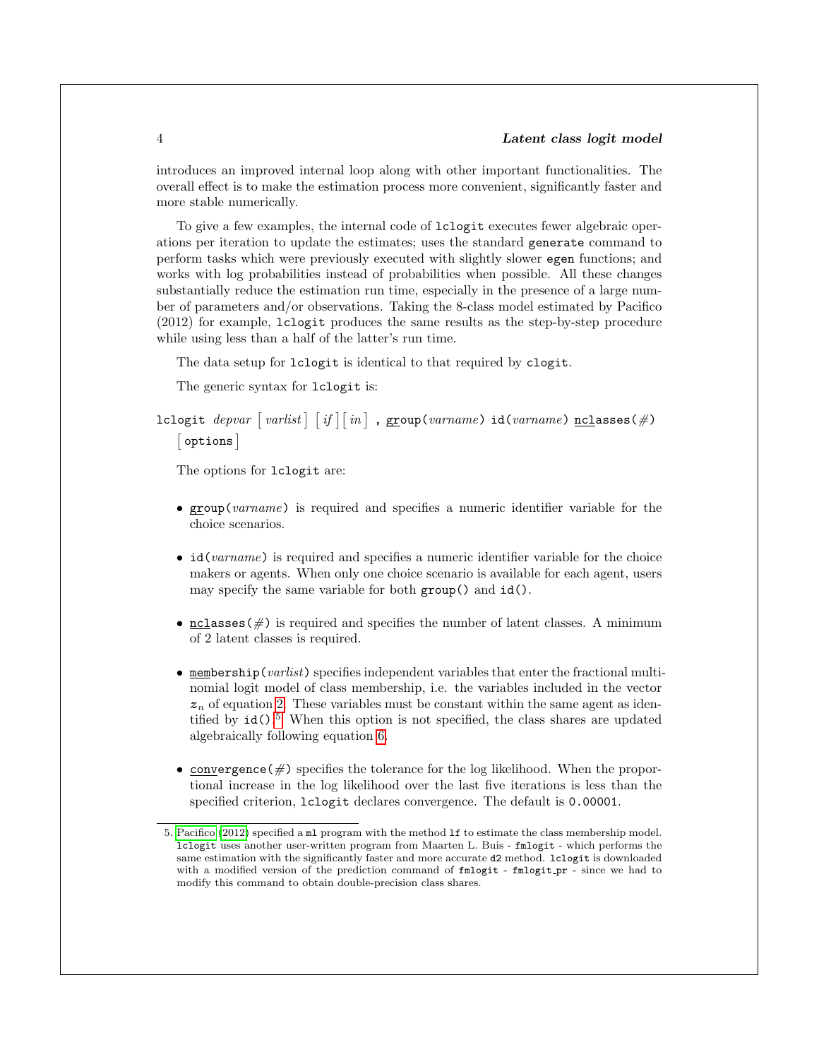introduces an improved internal loop along with other important functionalities. The overall effect is to make the estimation process more convenient, significantly faster and more stable numerically.

To give a few examples, the internal code of `lclogit` executes fewer algebraic operations per iteration to update the estimates; uses the standard `generate` command to perform tasks which were previously executed with slightly slower `egen` functions; and works with log probabilities instead of probabilities when possible. All these changes substantially reduce the estimation run time, especially in the presence of a large number of parameters and/or observations. Taking the 8-class model estimated by Pacifico (2012) for example, `lclogit` produces the same results as the step-by-step procedure while using less than a half of the latter's run time.

The data setup for `lclogit` is identical to that required by `clogit`.

The generic syntax for `lclogit` is:

`lclogit` *depvar* [ *varlist* ] [ *if* ] [ *in* ] `, group(`*varname*`) id(`*varname*`) nclasses(`*#*`)` [ `options` ]

The options for `lclogit` are:

- `group(`*varname*`)` is required and specifies a numeric identifier variable for the choice scenarios.

- `id(`*varname*`)` is required and specifies a numeric identifier variable for the choice makers or agents. When only one choice scenario is available for each agent, users may specify the same variable for both `group()` and `id()`.

- `nclasses(`*#*`)` is required and specifies the number of latent classes. A minimum of 2 latent classes is required.

- `membership(`*varlist*`)` specifies independent variables that enter the fractional multinomial logit model of class membership, i.e. the variables included in the vector $\boldsymbol{z}_n$ of equation 2. These variables must be constant within the same agent as identified by `id()`.[5] When this option is not specified, the class shares are updated algebraically following equation 6.

- `convergence(`*#*`)` specifies the tolerance for the log likelihood. When the proportional increase in the log likelihood over the last five iterations is less than the specified criterion, `lclogit` declares convergence. The default is `0.00001`.

5. Pacifico (2012) specified a `ml` program with the method `lf` to estimate the class membership model. `lclogit` uses another user-written program from Maarten L. Buis - `fmlogit` - which performs the same estimation with the significantly faster and more accurate `d2` method. `lclogit` is downloaded with a modified version of the prediction command of `fmlogit` - `fmlogit_pr` - since we had to modify this command to obtain double-precision class shares.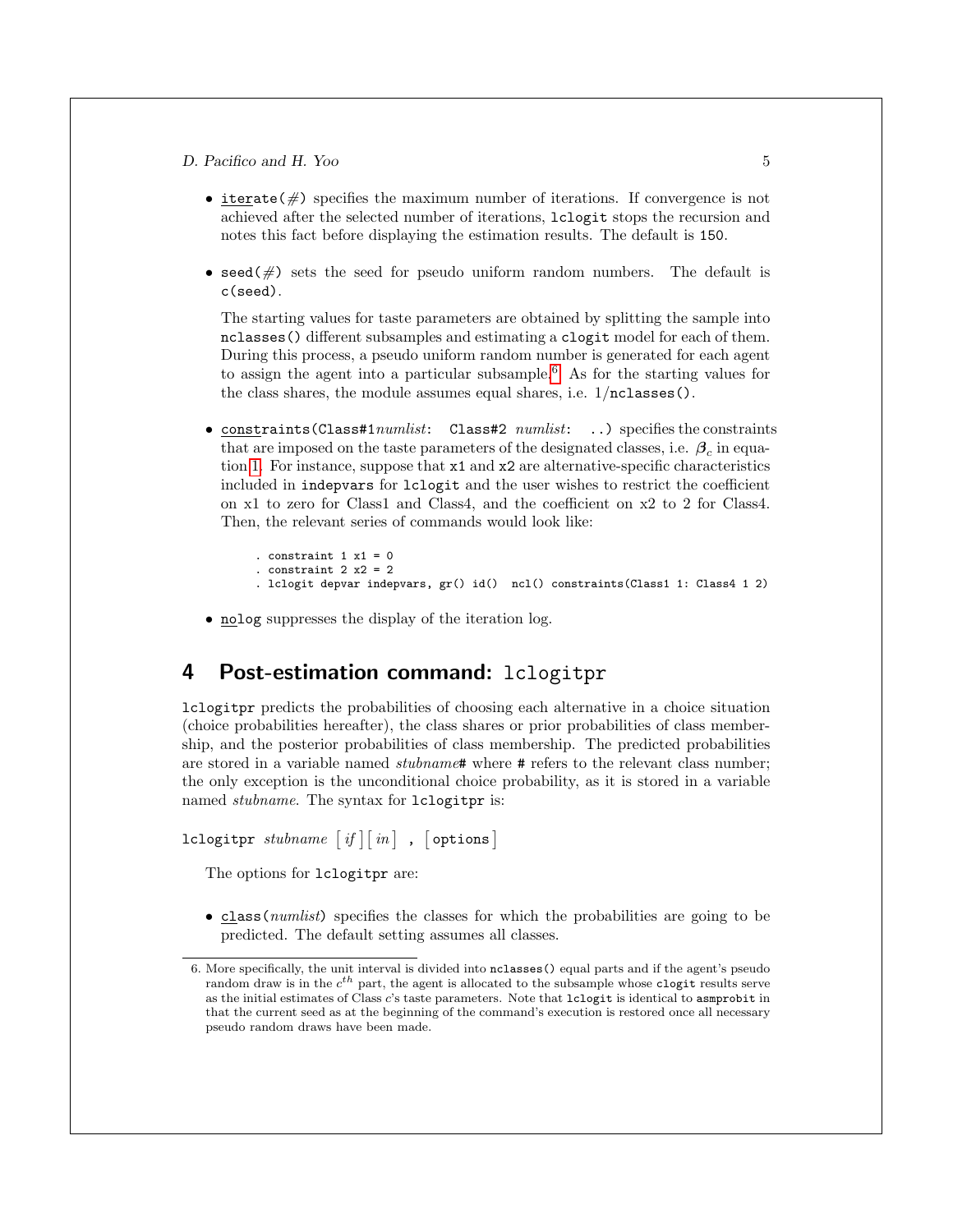- iterate(#) specifies the maximum number of iterations. If convergence is not achieved after the selected number of iterations, `lclogit` stops the recursion and notes this fact before displaying the estimation results. The default is 150.

- seed(#) sets the seed for pseudo uniform random numbers. The default is `c(seed)`.

  The starting values for taste parameters are obtained by splitting the sample into `nclasses()` different subsamples and estimating a `clogit` model for each of them. During this process, a pseudo uniform random number is generated for each agent to assign the agent into a particular subsample.[6] As for the starting values for the class shares, the module assumes equal shares, i.e. 1/`nclasses()`.

- constraints(Class#1*numlist*: Class#2 *numlist*: ..) specifies the constraints that are imposed on the taste parameters of the designated classes, i.e. $\boldsymbol{\beta}_c$ in equation 1. For instance, suppose that `x1` and `x2` are alternative-specific characteristics included in `indepvars` for `lclogit` and the user wishes to restrict the coefficient on x1 to zero for Class1 and Class4, and the coefficient on x2 to 2 for Class4. Then, the relevant series of commands would look like:

```
. constraint 1 x1 = 0
. constraint 2 x2 = 2
. lclogit depvar indepvars, gr() id()  ncl() constraints(Class1 1: Class4 1 2)
```

- nolog suppresses the display of the iteration log.

## 4 Post-estimation command: lclogitpr

`lclogitpr` predicts the probabilities of choosing each alternative in a choice situation (choice probabilities hereafter), the class shares or prior probabilities of class membership, and the posterior probabilities of class membership. The predicted probabilities are stored in a variable named *stubname*# where # refers to the relevant class number; the only exception is the unconditional choice probability, as it is stored in a variable named *stubname*. The syntax for `lclogitpr` is:

`lclogitpr` *stubname* [ *if* ] [ *in* ] , [ options ]

The options for `lclogitpr` are:

- class(*numlist*) specifies the classes for which the probabilities are going to be predicted. The default setting assumes all classes.

---

6. More specifically, the unit interval is divided into `nclasses()` equal parts and if the agent's pseudo random draw is in the $c^{th}$ part, the agent is allocated to the subsample whose `clogit` results serve as the initial estimates of Class $c$'s taste parameters. Note that `lclogit` is identical to `asmprobit` in that the current seed as at the beginning of the command's execution is restored once all necessary pseudo random draws have been made.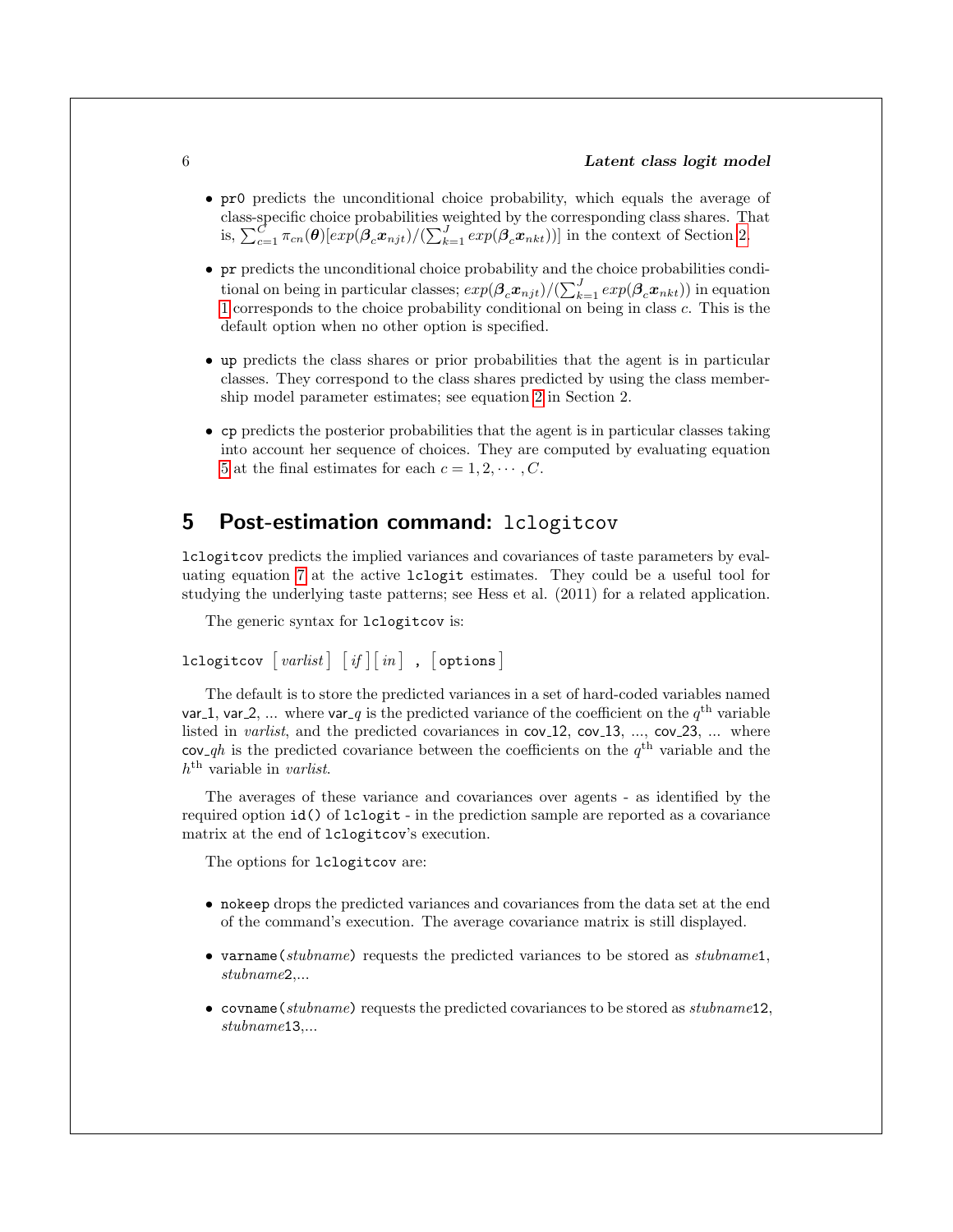- `pr0` predicts the unconditional choice probability, which equals the average of class-specific choice probabilities weighted by the corresponding class shares. That is, $\sum_{c=1}^{C} \pi_{cn}(\boldsymbol{\theta})[exp(\boldsymbol{\beta}_c \boldsymbol{x}_{njt})/(\sum_{k=1}^{J} exp(\boldsymbol{\beta}_c \boldsymbol{x}_{nkt}))]$ in the context of Section 2.

- `pr` predicts the unconditional choice probability and the choice probabilities conditional on being in particular classes; $exp(\boldsymbol{\beta}_c \boldsymbol{x}_{njt})/(\sum_{k=1}^{J} exp(\boldsymbol{\beta}_c \boldsymbol{x}_{nkt}))$ in equation 1 corresponds to the choice probability conditional on being in class $c$. This is the default option when no other option is specified.

- `up` predicts the class shares or prior probabilities that the agent is in particular classes. They correspond to the class shares predicted by using the class membership model parameter estimates; see equation 2 in Section 2.

- `cp` predicts the posterior probabilities that the agent is in particular classes taking into account her sequence of choices. They are computed by evaluating equation 5 at the final estimates for each $c = 1, 2, \cdots, C$.

## 5 Post-estimation command: `lclogitcov`

`lclogitcov` predicts the implied variances and covariances of taste parameters by evaluating equation 7 at the active `lclogit` estimates. They could be a useful tool for studying the underlying taste patterns; see Hess et al. (2011) for a related application.

The generic syntax for `lclogitcov` is:

`lclogitcov` [ *varlist* ] [ *if* ] [ *in* ] , [ `options` ]

The default is to store the predicted variances in a set of hard-coded variables named var_1, var_2, ... where var_$q$ is the predicted variance of the coefficient on the $q^{\text{th}}$ variable listed in *varlist*, and the predicted covariances in cov_12, cov_13, ..., cov_23, ... where cov_$qh$ is the predicted covariance between the coefficients on the $q^{\text{th}}$ variable and the $h^{\text{th}}$ variable in *varlist*.

The averages of these variance and covariances over agents - as identified by the required option `id()` of `lclogit` - in the prediction sample are reported as a covariance matrix at the end of `lclogitcov`'s execution.

The options for `lclogitcov` are:

- `nokeep` drops the predicted variances and covariances from the data set at the end of the command's execution. The average covariance matrix is still displayed.

- `varname(`*stubname*`)` requests the predicted variances to be stored as *stubname*1, *stubname*2,...

- `covname(`*stubname*`)` requests the predicted covariances to be stored as *stubname*12, *stubname*13,...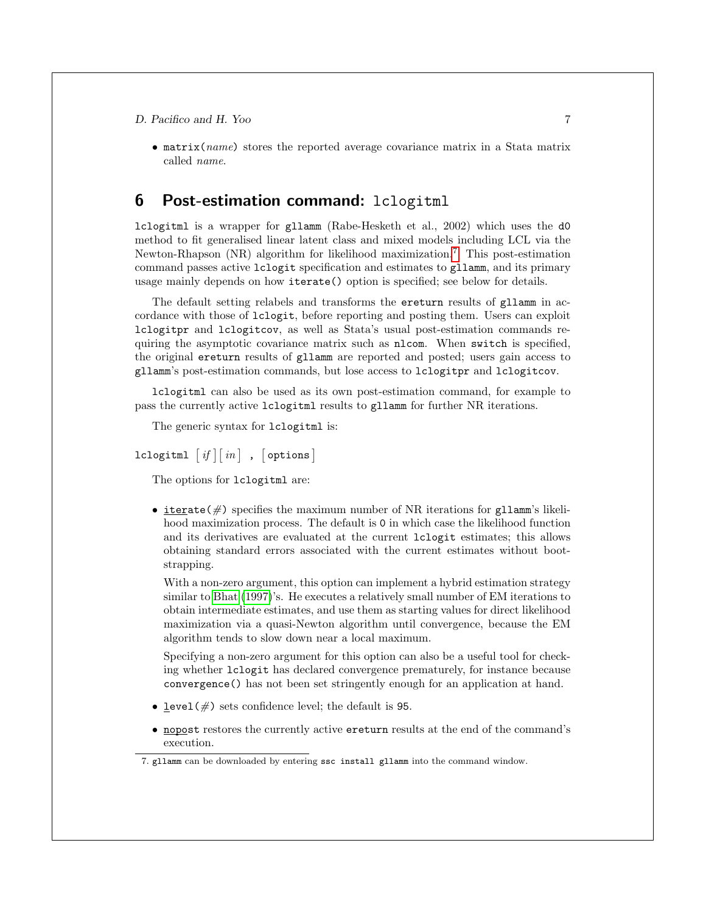- `matrix(`*name*`)` stores the reported average covariance matrix in a Stata matrix called *name*.

## 6 Post-estimation command: `lclogitml`

`lclogitml` is a wrapper for `gllamm` (Rabe-Hesketh et al., 2002) which uses the `d0` method to fit generalised linear latent class and mixed models including LCL via the Newton-Rhapson (NR) algorithm for likelihood maximization.[7] This post-estimation command passes active `lclogit` specification and estimates to `gllamm`, and its primary usage mainly depends on how `iterate()` option is specified; see below for details.

The default setting relabels and transforms the `ereturn` results of `gllamm` in accordance with those of `lclogit`, before reporting and posting them. Users can exploit `lclogitpr` and `lclogitcov`, as well as Stata's usual post-estimation commands requiring the asymptotic covariance matrix such as `nlcom`. When `switch` is specified, the original `ereturn` results of `gllamm` are reported and posted; users gain access to `gllamm`'s post-estimation commands, but lose access to `lclogitpr` and `lclogitcov`.

`lclogitml` can also be used as its own post-estimation command, for example to pass the currently active `lclogitml` results to `gllamm` for further NR iterations.

The generic syntax for `lclogitml` is:

`lclogitml` [ *if* ] [ *in* ] `,` [ `options` ]

The options for `lclogitml` are:

- `iterate(`#`)` specifies the maximum number of NR iterations for `gllamm`'s likelihood maximization process. The default is `0` in which case the likelihood function and its derivatives are evaluated at the current `lclogit` estimates; this allows obtaining standard errors associated with the current estimates without bootstrapping.

  With a non-zero argument, this option can implement a hybrid estimation strategy similar to Bhat (1997)'s. He executes a relatively small number of EM iterations to obtain intermediate estimates, and use them as starting values for direct likelihood maximization via a quasi-Newton algorithm until convergence, because the EM algorithm tends to slow down near a local maximum.

  Specifying a non-zero argument for this option can also be a useful tool for checking whether `lclogit` has declared convergence prematurely, for instance because `convergence()` has not been set stringently enough for an application at hand.

- `level(`#`)` sets confidence level; the default is `95`.

- `nopost` restores the currently active `ereturn` results at the end of the command's execution.

7. `gllamm` can be downloaded by entering `ssc install gllamm` into the command window.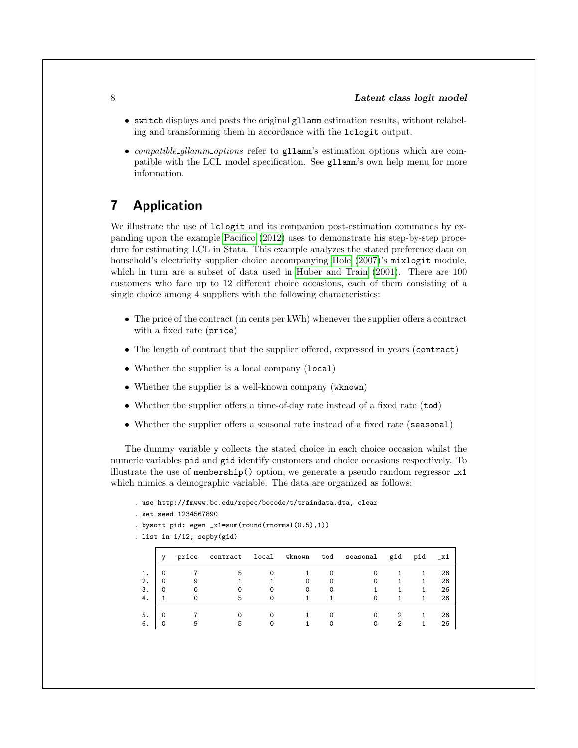- `switch` displays and posts the original `gllamm` estimation results, without relabeling and transforming them in accordance with the `lclogit` output.

- *compatible_gllamm_options* refer to `gllamm`'s estimation options which are compatible with the LCL model specification. See `gllamm`'s own help menu for more information.

# 7 Application

We illustrate the use of `lclogit` and its companion post-estimation commands by expanding upon the example Pacifico (2012) uses to demonstrate his step-by-step procedure for estimating LCL in Stata. This example analyzes the stated preference data on household's electricity supplier choice accompanying Hole (2007)'s `mixlogit` module, which in turn are a subset of data used in Huber and Train (2001). There are 100 customers who face up to 12 different choice occasions, each of them consisting of a single choice among 4 suppliers with the following characteristics:

- The price of the contract (in cents per kWh) whenever the supplier offers a contract with a fixed rate (`price`)
- The length of contract that the supplier offered, expressed in years (`contract`)
- Whether the supplier is a local company (`local`)
- Whether the supplier is a well-known company (`wknown`)
- Whether the supplier offers a time-of-day rate instead of a fixed rate (`tod`)
- Whether the supplier offers a seasonal rate instead of a fixed rate (`seasonal`)

The dummy variable `y` collects the stated choice in each choice occasion whilst the numeric variables `pid` and `gid` identify customers and choice occasions respectively. To illustrate the use of `membership()` option, we generate a pseudo random regressor `_x1` which mimics a demographic variable. The data are organized as follows:

```
. use http://fmwww.bc.edu/repec/bocode/t/traindata.dta, clear
. set seed 1234567890
. bysort pid: egen _x1=sum(round(rnormal(0.5),1))
. list in 1/12, sepby(gid)
```

|  | y | price | contract | local | wknown | tod | seasonal | gid | pid | _x1 |
|---|---|---|---|---|---|---|---|---|---|---|
| 1. | 0 | 7 | 5 | 0 | 1 | 0 | 0 | 1 | 1 | 26 |
| 2. | 0 | 9 | 1 | 1 | 0 | 0 | 0 | 1 | 1 | 26 |
| 3. | 0 | 0 | 0 | 0 | 0 | 0 | 1 | 1 | 1 | 26 |
| 4. | 1 | 0 | 5 | 0 | 1 | 1 | 0 | 1 | 1 | 26 |
| 5. | 0 | 7 | 0 | 0 | 1 | 0 | 0 | 2 | 1 | 26 |
| 6. | 0 | 9 | 5 | 0 | 1 | 0 | 0 | 2 | 1 | 26 |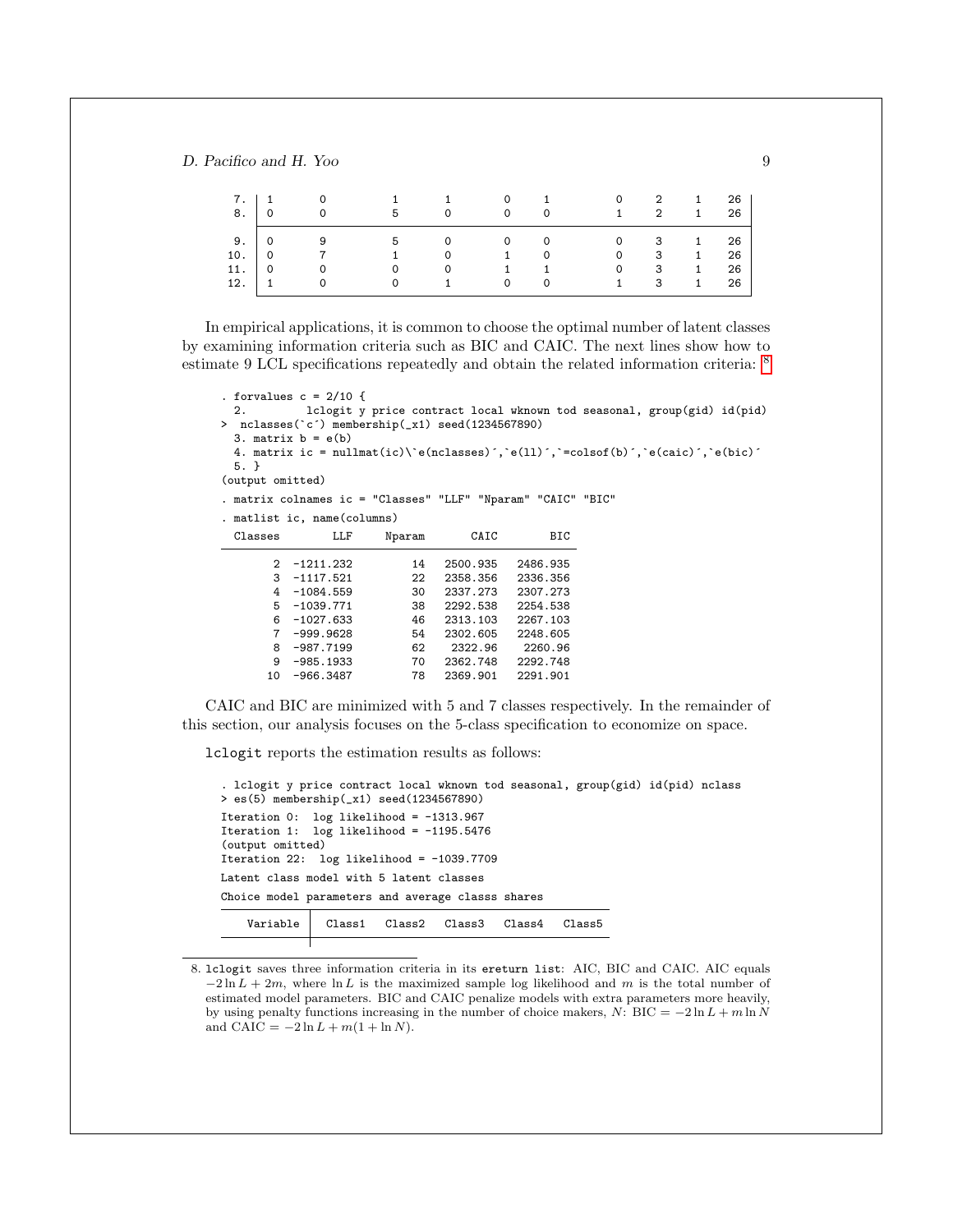```
  7. | 1   0   1   1   0   1     0   2   1   26
  8. | 0   0   5   0   0   0     1   2   1   26
     |
  9. | 0   9   5   0   0   0     0   3   1   26
 10. | 0   7   1   0   1   0     0   3   1   26
 11. | 0   0   0   0   1   1     0   3   1   26
 12. | 1   0   0   1   0   0     1   3   1   26
```

In empirical applications, it is common to choose the optimal number of latent classes by examining information criteria such as BIC and CAIC. The next lines show how to estimate 9 LCL specifications repeatedly and obtain the related information criteria: [8]

```
. forvalues c = 2/10 {
  2.         lclogit y price contract local wknown tod seasonal, group(gid) id(pid)
> nclasses(`c´) membership(_x1) seed(1234567890)
  3. matrix b = e(b)
  4. matrix ic = nullmat(ic)\`e(nclasses)´,`e(ll)´,`=colsof(b)´,`e(caic)´,`e(bic)´
  5. }
(output omitted)
. matrix colnames ic = "Classes" "LLF" "Nparam" "CAIC" "BIC"
. matlist ic, name(columns)
  Classes        LLF     Nparam       CAIC        BIC

        2  -1211.232         14   2500.935   2486.935
        3  -1117.521         22   2358.356   2336.356
        4  -1084.559         30   2337.273   2307.273
        5  -1039.771         38   2292.538   2254.538
        6  -1027.633         46   2313.103   2267.103
        7  -999.9628         54   2302.605   2248.605
        8  -987.7199         62    2322.96    2260.96
        9  -985.1933         70   2362.748   2292.748
       10  -966.3487         78   2369.901   2291.901
```

CAIC and BIC are minimized with 5 and 7 classes respectively. In the remainder of this section, our analysis focuses on the 5-class specification to economize on space.

`lclogit` reports the estimation results as follows:

```
. lclogit y price contract local wknown tod seasonal, group(gid) id(pid) nclass
> es(5) membership(_x1) seed(1234567890)
Iteration 0:  log likelihood = -1313.967
Iteration 1:  log likelihood = -1195.5476
(output omitted)
Iteration 22:  log likelihood = -1039.7709
Latent class model with 5 latent classes
Choice model parameters and average classs shares

    Variable |  Class1   Class2   Class3   Class4   Class5
             |
```

8. `lclogit` saves three information criteria in its `ereturn list`: AIC, BIC and CAIC. AIC equals $-2\ln L + 2m$, where $\ln L$ is the maximized sample log likelihood and $m$ is the total number of estimated model parameters. BIC and CAIC penalize models with extra parameters more heavily, by using penalty functions increasing in the number of choice makers, $N$: $\text{BIC} = -2\ln L + m\ln N$ and $\text{CAIC} = -2\ln L + m(1 + \ln N)$.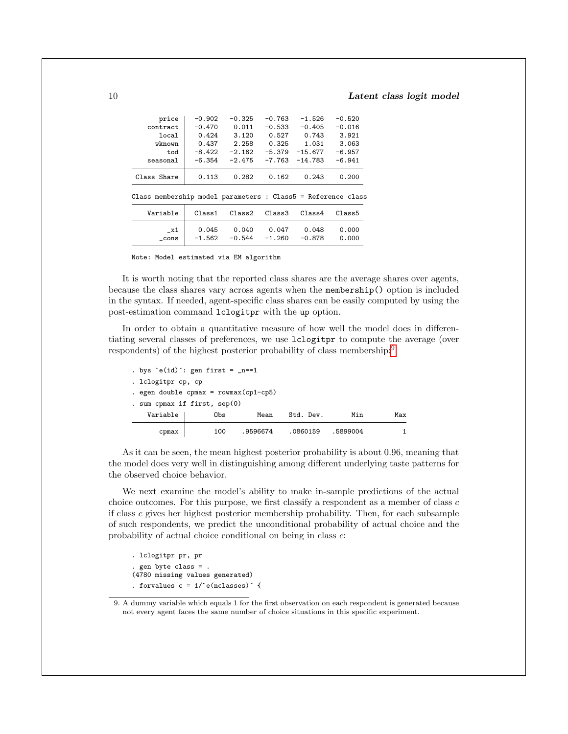| | | | | | |
|---|---|---|---|---|---|
| price | -0.902 | -0.325 | -0.763 | -1.526 | -0.520 |
| contract | -0.470 | 0.011 | -0.533 | -0.405 | -0.016 |
| local | 0.424 | 3.120 | 0.527 | 0.743 | 3.921 |
| wknown | 0.437 | 2.258 | 0.325 | 1.031 | 3.063 |
| tod | -8.422 | -2.162 | -5.379 | -15.677 | -6.957 |
| seasonal | -6.354 | -2.475 | -7.763 | -14.783 | -6.941 |
| Class Share | 0.113 | 0.282 | 0.162 | 0.243 | 0.200 |

Class membership model parameters : Class5 = Reference class

| Variable | Class1 | Class2 | Class3 | Class4 | Class5 |
|---|---|---|---|---|---|
| _x1 | 0.045 | 0.040 | 0.047 | 0.048 | 0.000 |
| _cons | -1.562 | -0.544 | -1.260 | -0.878 | 0.000 |

Note: Model estimated via EM algorithm

It is worth noting that the reported class shares are the average shares over agents, because the class shares vary across agents when the `membership()` option is included in the syntax. If needed, agent-specific class shares can be easily computed by using the post-estimation command `lclogitpr` with the `up` option.

In order to obtain a quantitative measure of how well the model does in differentiating several classes of preferences, we use `lclogitpr` to compute the average (over respondents) of the highest posterior probability of class membership:[9]

```
. bys `e(id)´: gen first = _n==1
. lclogitpr cp, cp
. egen double cpmax = rowmax(cp1-cp5)
. sum cpmax if first, sep(0)
```

| Variable | Obs | Mean | Std. Dev. | Min | Max |
|---|---|---|---|---|---|
| cpmax | 100 | .9596674 | .0860159 | .5899004 | 1 |

As it can be seen, the mean highest posterior probability is about 0.96, meaning that the model does very well in distinguishing among different underlying taste patterns for the observed choice behavior.

We next examine the model's ability to make in-sample predictions of the actual choice outcomes. For this purpose, we first classify a respondent as a member of class $c$ if class $c$ gives her highest posterior membership probability. Then, for each subsample of such respondents, we predict the unconditional probability of actual choice and the probability of actual choice conditional on being in class $c$:

```
. lclogitpr pr, pr
. gen byte class = .
(4780 missing values generated)
. forvalues c = 1/`e(nclasses)´ {
```

9. A dummy variable which equals 1 for the first observation on each respondent is generated because not every agent faces the same number of choice situations in this specific experiment.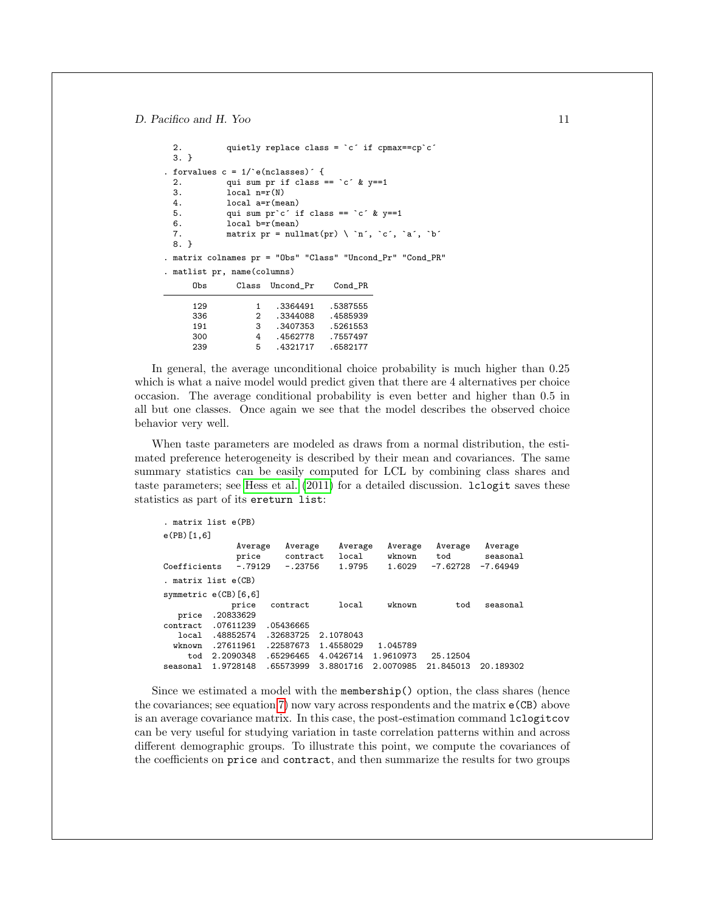```
  2.         quietly replace class = `c´ if cpmax==cp`c´
  3. }
. forvalues c = 1/`e(nclasses)´ {
  2.         qui sum pr if class == `c´ & y==1
  3.         local n=r(N)
  4.         local a=r(mean)
  5.         qui sum pr`c´ if class == `c´ & y==1
  6.         local b=r(mean)
  7.         matrix pr = nullmat(pr) \ `n´, `c´, `a´, `b´
  8. }
. matrix colnames pr = "Obs" "Class" "Uncond_Pr" "Cond_PR"
. matlist pr, name(columns)

      Obs      Class  Uncond_Pr    Cond_PR
  
      129          1   .3364491   .5387555
      336          2   .3344088   .4585939
      191          3   .3407353   .5261553
      300          4   .4562778   .7557497
      239          5   .4321717   .6582177
```

In general, the average unconditional choice probability is much higher than 0.25 which is what a naive model would predict given that there are 4 alternatives per choice occasion. The average conditional probability is even better and higher than 0.5 in all but one classes. Once again we see that the model describes the observed choice behavior very well.

When taste parameters are modeled as draws from a normal distribution, the estimated preference heterogeneity is described by their mean and covariances. The same summary statistics can be easily computed for LCL by combining class shares and taste parameters; see Hess et al. (2011) for a detailed discussion. `lclogit` saves these statistics as part of its `ereturn list`:

```
. matrix list e(PB)
e(PB)[1,6]
               Average   Average    Average   Average   Average    Average
                 price  contract      local    wknown       tod   seasonal
Coefficients   -.79129   -.23756     1.9795    1.6029  -7.62728   -7.64949
. matrix list e(CB)
symmetric e(CB)[6,6]
               price   contract      local     wknown        tod   seasonal
   price   .20833629
contract   .07611239  .05436665
   local   .48852574  .32683725  2.1078043
  wknown   .27611961  .22587673  1.4558029   1.045789
     tod   2.2090348  .65296465  4.0426714  1.9610973   25.12504
seasonal   1.9728148  .65573999  3.8801716  2.0070985  21.845013  20.189302
```

Since we estimated a model with the `membership()` option, the class shares (hence the covariances; see equation 7) now vary across respondents and the matrix `e(CB)` above is an average covariance matrix. In this case, the post-estimation command `lclogitcov` can be very useful for studying variation in taste correlation patterns within and across different demographic groups. To illustrate this point, we compute the covariances of the coefficients on `price` and `contract`, and then summarize the results for two groups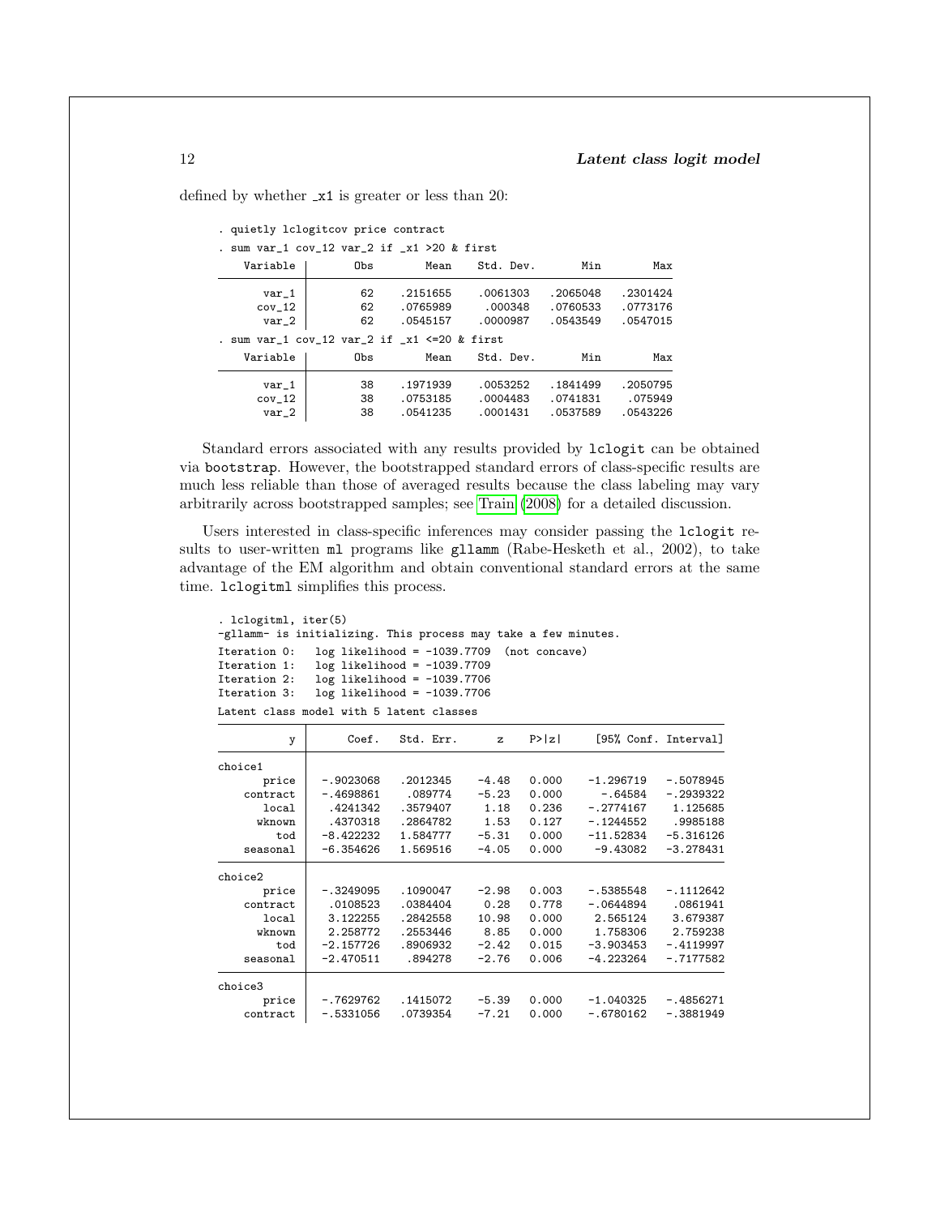defined by whether _x1 is greater or less than 20:

```
. quietly lclogitcov price contract
. sum var_1 cov_12 var_2 if _x1 >20 & first
    Variable |        Obs        Mean    Std. Dev.       Min        Max
-------------+---------------------------------------------------------
       var_1 |         62    .2151655    .0061303   .2065048   .2301424
      cov_12 |         62    .0765989     .000348   .0760533   .0773176
       var_2 |         62    .0545157    .0000987   .0543549   .0547015
. sum var_1 cov_12 var_2 if _x1 <=20 & first
    Variable |        Obs        Mean    Std. Dev.       Min        Max
-------------+---------------------------------------------------------
       var_1 |         38    .1971939    .0053252   .1841499   .2050795
      cov_12 |         38    .0753185    .0004483   .0741831    .075949
       var_2 |         38    .0541235    .0001431   .0537589   .0543226
```

Standard errors associated with any results provided by lclogit can be obtained via bootstrap. However, the bootstrapped standard errors of class-specific results are much less reliable than those of averaged results because the class labeling may vary arbitrarily across bootstrapped samples; see Train (2008) for a detailed discussion.

Users interested in class-specific inferences may consider passing the lclogit results to user-written ml programs like gllamm (Rabe-Hesketh et al., 2002), to take advantage of the EM algorithm and obtain conventional standard errors at the same time. lclogitml simplifies this process.

```
. lclogitml, iter(5)
-gllamm- is initializing. This process may take a few minutes.
Iteration 0:   log likelihood = -1039.7709  (not concave)
Iteration 1:   log likelihood = -1039.7709
Iteration 2:   log likelihood = -1039.7706
Iteration 3:   log likelihood = -1039.7706
Latent class model with 5 latent classes

           y |      Coef.   Std. Err.      z    P>|z|     [95% Conf. Interval]
-------------+----------------------------------------------------------------
choice1      |
       price |  -.9023068   .2012345    -4.48   0.000    -1.296719   -.5078945
    contract |  -.4698861    .089774    -5.23   0.000      -.64584   -.2939322
       local |   .4241342   .3579407     1.18   0.236    -.2774167    1.125685
      wknown |   .4370318   .2864782     1.53   0.127    -.1244552    .9985188
         tod |  -8.422232   1.584777    -5.31   0.000    -11.52834   -5.316126
    seasonal |  -6.354626   1.569516    -4.05   0.000     -9.43082   -3.278431
-------------+----------------------------------------------------------------
choice2      |
       price |  -.3249095   .1090047    -2.98   0.003    -.5385548   -.1112642
    contract |   .0108523   .0384404     0.28   0.778    -.0644894    .0861941
       local |   3.122255   .2842558    10.98   0.000     2.565124    3.679387
      wknown |   2.258772   .2553446     8.85   0.000     1.758306    2.759238
         tod |  -2.157726   .8906932    -2.42   0.015    -3.903453   -.4119997
    seasonal |  -2.470511    .894278    -2.76   0.006    -4.223264   -.7177582
-------------+----------------------------------------------------------------
choice3      |
       price |  -.7629762   .1415072    -5.39   0.000    -1.040325   -.4856271
    contract |  -.5331056   .0739354    -7.21   0.000    -.6780162   -.3881949
```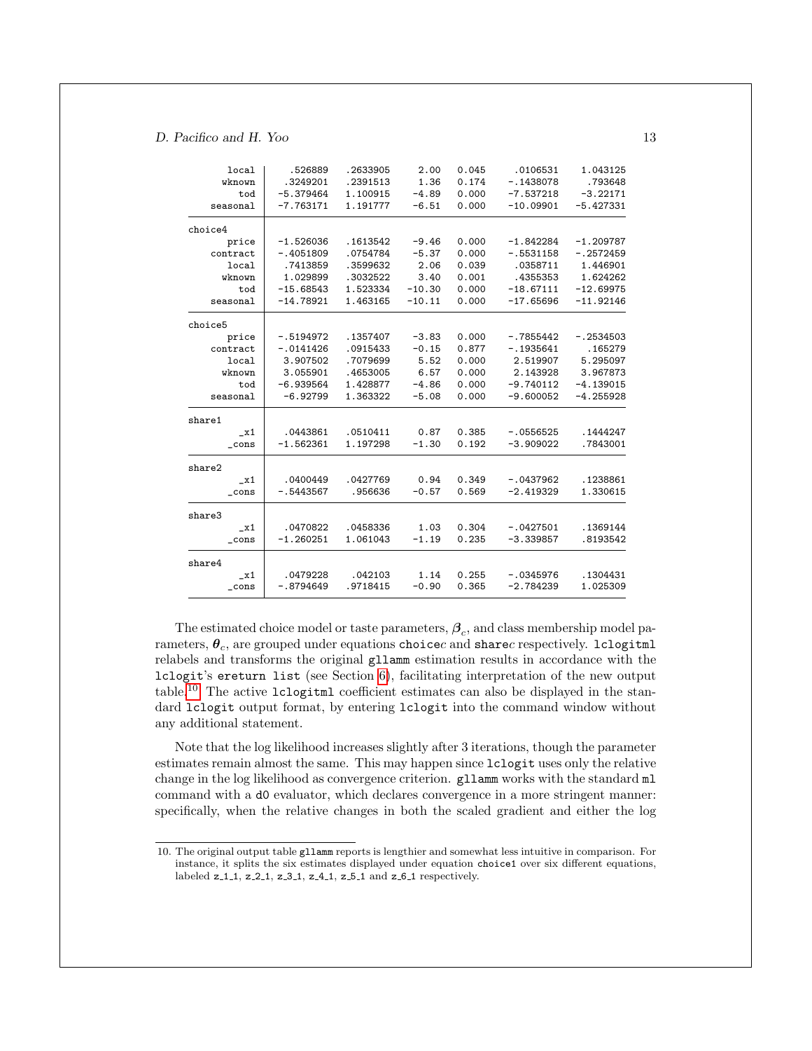| | | | | | | |
|---|---|---|---|---|---|---|
| local | .526889 | .2633905 | 2.00 | 0.045 | .0106531 | 1.043125 |
| wknown | .3249201 | .2391513 | 1.36 | 0.174 | -.1438078 | .793648 |
| tod | -5.379464 | 1.100915 | -4.89 | 0.000 | -7.537218 | -3.22171 |
| seasonal | -7.763171 | 1.191777 | -6.51 | 0.000 | -10.09901 | -5.427331 |
| choice4 | | | | | | |
| price | -1.526036 | .1613542 | -9.46 | 0.000 | -1.842284 | -1.209787 |
| contract | -.4051809 | .0754784 | -5.37 | 0.000 | -.5531158 | -.2572459 |
| local | .7413859 | .3599632 | 2.06 | 0.039 | .0358711 | 1.446901 |
| wknown | 1.029899 | .3032522 | 3.40 | 0.001 | .4355353 | 1.624262 |
| tod | -15.68543 | 1.523334 | -10.30 | 0.000 | -18.67111 | -12.69975 |
| seasonal | -14.78921 | 1.463165 | -10.11 | 0.000 | -17.65696 | -11.92146 |
| choice5 | | | | | | |
| price | -.5194972 | .1357407 | -3.83 | 0.000 | -.7855442 | -.2534503 |
| contract | -.0141426 | .0915433 | -0.15 | 0.877 | -.1935641 | .165279 |
| local | 3.907502 | .7079699 | 5.52 | 0.000 | 2.519907 | 5.295097 |
| wknown | 3.055901 | .4653005 | 6.57 | 0.000 | 2.143928 | 3.967873 |
| tod | -6.939564 | 1.428877 | -4.86 | 0.000 | -9.740112 | -4.139015 |
| seasonal | -6.92799 | 1.363322 | -5.08 | 0.000 | -9.600052 | -4.255928 |
| share1 | | | | | | |
| _x1 | .0443861 | .0510411 | 0.87 | 0.385 | -.0556525 | .1444247 |
| _cons | -1.562361 | 1.197298 | -1.30 | 0.192 | -3.909022 | .7843001 |
| share2 | | | | | | |
| _x1 | .0400449 | .0427769 | 0.94 | 0.349 | -.0437962 | .1238861 |
| _cons | -.5443567 | .956636 | -0.57 | 0.569 | -2.419329 | 1.330615 |
| share3 | | | | | | |
| _x1 | .0470822 | .0458336 | 1.03 | 0.304 | -.0427501 | .1369144 |
| _cons | -1.260251 | 1.061043 | -1.19 | 0.235 | -3.339857 | .8193542 |
| share4 | | | | | | |
| _x1 | .0479228 | .042103 | 1.14 | 0.255 | -.0345976 | .1304431 |
| _cons | -.8794649 | .9718415 | -0.90 | 0.365 | -2.784239 | 1.025309 |

The estimated choice model or taste parameters, $\boldsymbol{\beta}_c$, and class membership model parameters, $\boldsymbol{\theta}_c$, are grouped under equations `choice`*c* and `share`*c* respectively. `lclogitml` relabels and transforms the original `gllamm` estimation results in accordance with the `lclogit`'s `ereturn list` (see Section 6), facilitating interpretation of the new output table.[10] The active `lclogitml` coefficient estimates can also be displayed in the standard `lclogit` output format, by entering `lclogit` into the command window without any additional statement.

Note that the log likelihood increases slightly after 3 iterations, though the parameter estimates remain almost the same. This may happen since `lclogit` uses only the relative change in the log likelihood as convergence criterion. `gllamm` works with the standard `ml` command with a `d0` evaluator, which declares convergence in a more stringent manner: specifically, when the relative changes in both the scaled gradient and either the log

10. The original output table `gllamm` reports is lengthier and somewhat less intuitive in comparison. For instance, it splits the six estimates displayed under equation `choice1` over six different equations, labeled `z_1_1`, `z_2_1`, `z_3_1`, `z_4_1`, `z_5_1` and `z_6_1` respectively.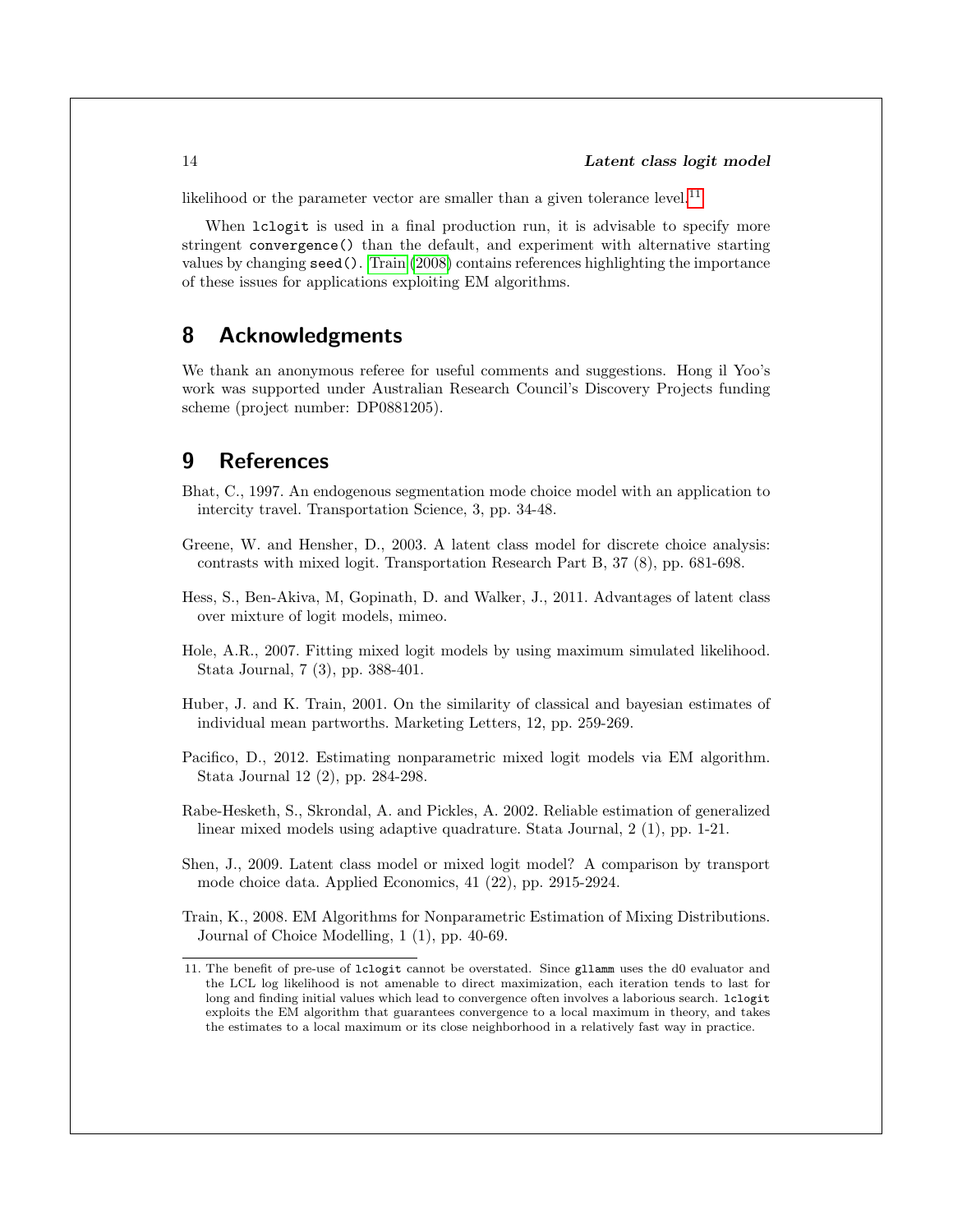likelihood or the parameter vector are smaller than a given tolerance level.[11]

When `lclogit` is used in a final production run, it is advisable to specify more stringent `convergence()` than the default, and experiment with alternative starting values by changing `seed()`. Train (2008) contains references highlighting the importance of these issues for applications exploiting EM algorithms.

## 8 Acknowledgments

We thank an anonymous referee for useful comments and suggestions. Hong il Yoo's work was supported under Australian Research Council's Discovery Projects funding scheme (project number: DP0881205).

## 9 References

Bhat, C., 1997. An endogenous segmentation mode choice model with an application to intercity travel. Transportation Science, 3, pp. 34-48.

Greene, W. and Hensher, D., 2003. A latent class model for discrete choice analysis: contrasts with mixed logit. Transportation Research Part B, 37 (8), pp. 681-698.

Hess, S., Ben-Akiva, M, Gopinath, D. and Walker, J., 2011. Advantages of latent class over mixture of logit models, mimeo.

Hole, A.R., 2007. Fitting mixed logit models by using maximum simulated likelihood. Stata Journal, 7 (3), pp. 388-401.

Huber, J. and K. Train, 2001. On the similarity of classical and bayesian estimates of individual mean partworths. Marketing Letters, 12, pp. 259-269.

Pacifico, D., 2012. Estimating nonparametric mixed logit models via EM algorithm. Stata Journal 12 (2), pp. 284-298.

Rabe-Hesketh, S., Skrondal, A. and Pickles, A. 2002. Reliable estimation of generalized linear mixed models using adaptive quadrature. Stata Journal, 2 (1), pp. 1-21.

Shen, J., 2009. Latent class model or mixed logit model? A comparison by transport mode choice data. Applied Economics, 41 (22), pp. 2915-2924.

Train, K., 2008. EM Algorithms for Nonparametric Estimation of Mixing Distributions. Journal of Choice Modelling, 1 (1), pp. 40-69.

---

11. The benefit of pre-use of `lclogit` cannot be overstated. Since `gllamm` uses the d0 evaluator and the LCL log likelihood is not amenable to direct maximization, each iteration tends to last for long and finding initial values which lead to convergence often involves a laborious search. `lclogit` exploits the EM algorithm that guarantees convergence to a local maximum in theory, and takes the estimates to a local maximum or its close neighborhood in a relatively fast way in practice.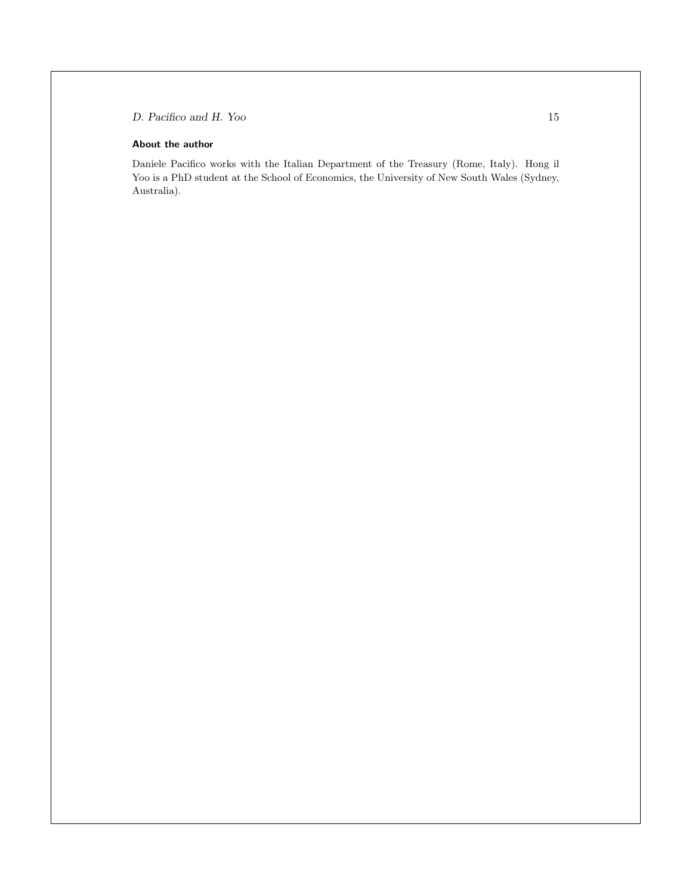### About the author

Daniele Pacifico works with the Italian Department of the Treasury (Rome, Italy). Hong il Yoo is a PhD student at the School of Economics, the University of New South Wales (Sydney, Australia).